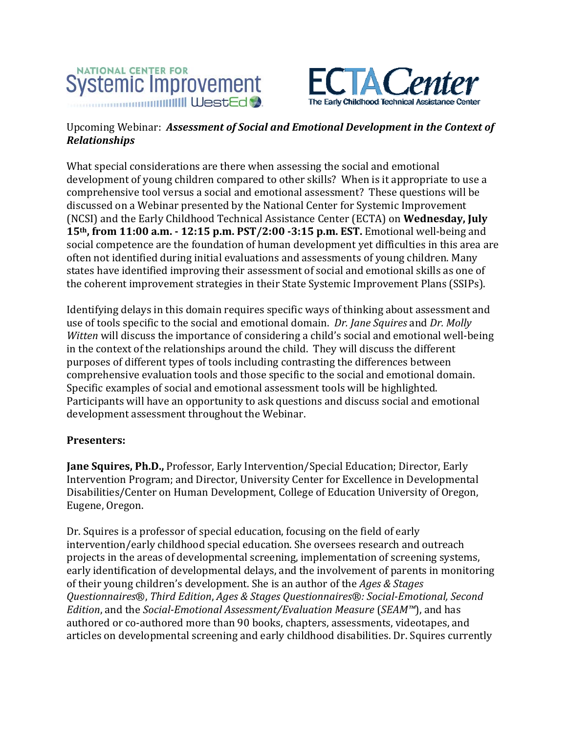NATIONAL CENTER FOR
Systemic Improvement
WestEd

ECTA Center
The Early Childhood Technical Assistance Center

Upcoming Webinar: ***Assessment of Social and Emotional Development in the Context of Relationships***

What special considerations are there when assessing the social and emotional development of young children compared to other skills? When is it appropriate to use a comprehensive tool versus a social and emotional assessment? These questions will be discussed on a Webinar presented by the National Center for Systemic Improvement (NCSI) and the Early Childhood Technical Assistance Center (ECTA) on **Wednesday, July 15th, from 11:00 a.m. - 12:15 p.m. PST/2:00 -3:15 p.m. EST.** Emotional well-being and social competence are the foundation of human development yet difficulties in this area are often not identified during initial evaluations and assessments of young children. Many states have identified improving their assessment of social and emotional skills as one of the coherent improvement strategies in their State Systemic Improvement Plans (SSIPs).

Identifying delays in this domain requires specific ways of thinking about assessment and use of tools specific to the social and emotional domain. *Dr. Jane Squires* and *Dr. Molly Witten* will discuss the importance of considering a child's social and emotional well-being in the context of the relationships around the child. They will discuss the different purposes of different types of tools including contrasting the differences between comprehensive evaluation tools and those specific to the social and emotional domain. Specific examples of social and emotional assessment tools will be highlighted. Participants will have an opportunity to ask questions and discuss social and emotional development assessment throughout the Webinar.

**Presenters:**

**Jane Squires, Ph.D.,** Professor, Early Intervention/Special Education; Director, Early Intervention Program; and Director, University Center for Excellence in Developmental Disabilities/Center on Human Development, College of Education University of Oregon, Eugene, Oregon.

Dr. Squires is a professor of special education, focusing on the field of early intervention/early childhood special education. She oversees research and outreach projects in the areas of developmental screening, implementation of screening systems, early identification of developmental delays, and the involvement of parents in monitoring of their young children's development. She is an author of the *Ages & Stages Questionnaires®*, *Third Edition*, *Ages & Stages Questionnaires®: Social-Emotional, Second Edition*, and the *Social-Emotional Assessment/Evaluation Measure* (*SEAM™*), and has authored or co-authored more than 90 books, chapters, assessments, videotapes, and articles on developmental screening and early childhood disabilities. Dr. Squires currently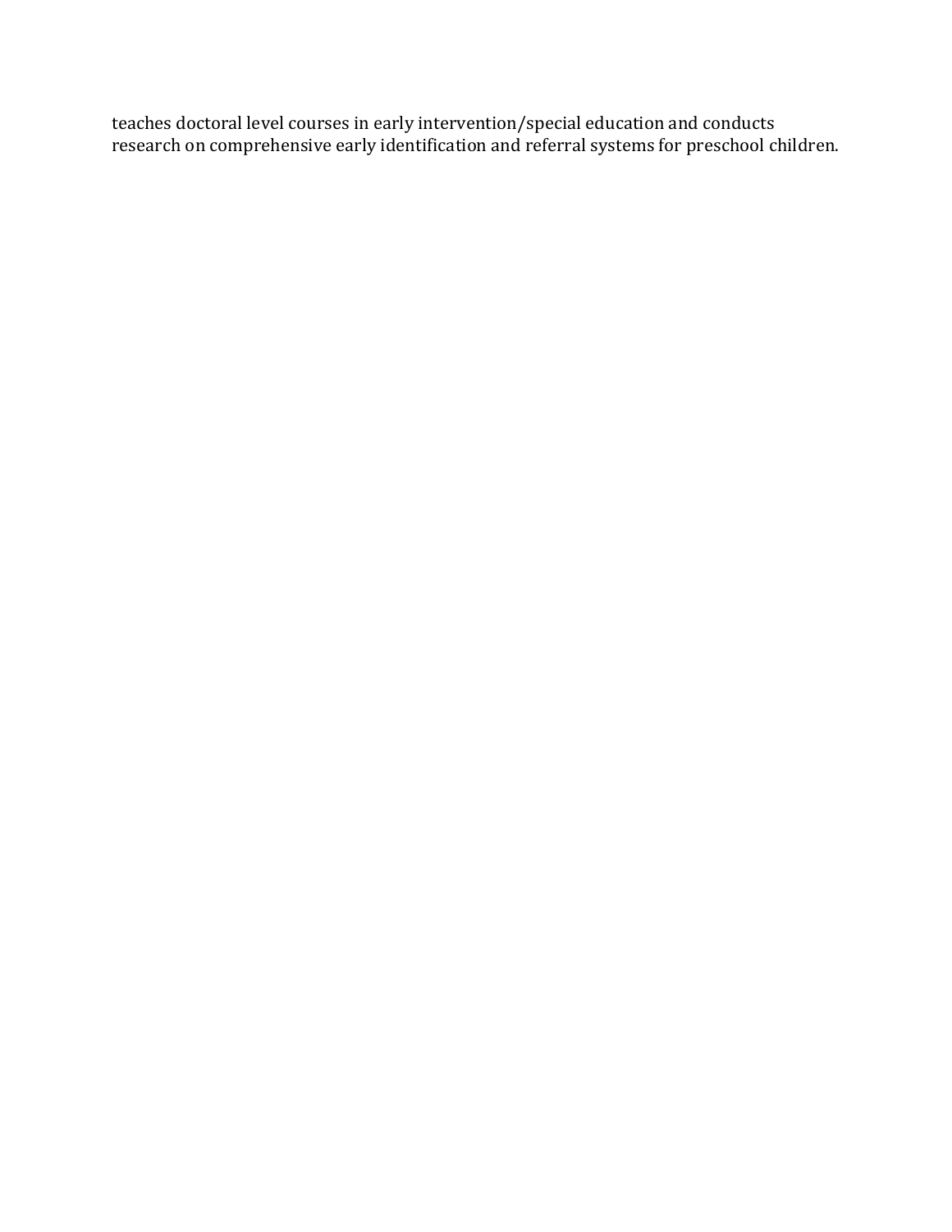teaches doctoral level courses in early intervention/special education and conducts research on comprehensive early identification and referral systems for preschool children.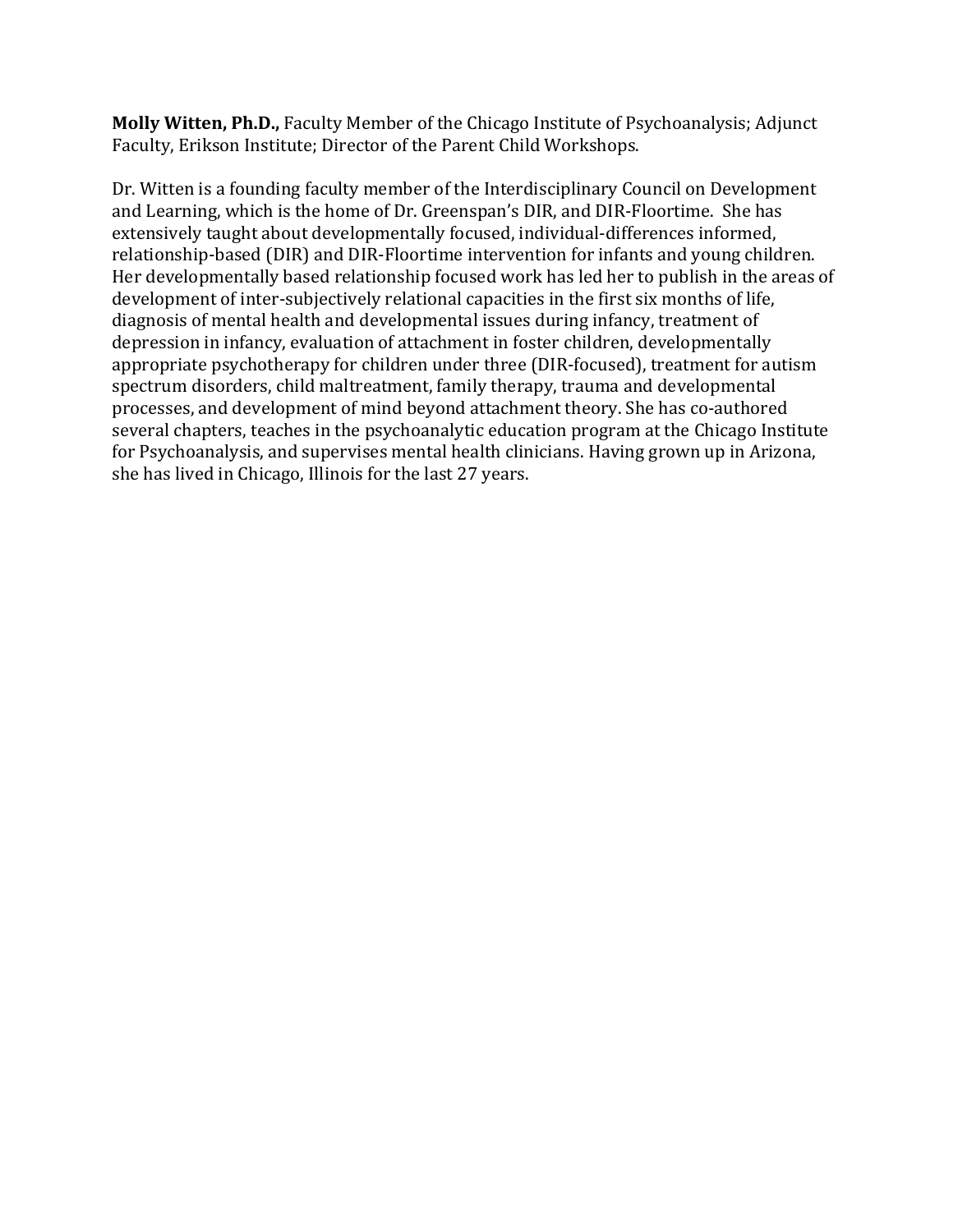**Molly Witten, Ph.D.,** Faculty Member of the Chicago Institute of Psychoanalysis; Adjunct Faculty, Erikson Institute; Director of the Parent Child Workshops.

Dr. Witten is a founding faculty member of the Interdisciplinary Council on Development and Learning, which is the home of Dr. Greenspan's DIR, and DIR-Floortime. She has extensively taught about developmentally focused, individual-differences informed, relationship-based (DIR) and DIR-Floortime intervention for infants and young children. Her developmentally based relationship focused work has led her to publish in the areas of development of inter-subjectively relational capacities in the first six months of life, diagnosis of mental health and developmental issues during infancy, treatment of depression in infancy, evaluation of attachment in foster children, developmentally appropriate psychotherapy for children under three (DIR-focused), treatment for autism spectrum disorders, child maltreatment, family therapy, trauma and developmental processes, and development of mind beyond attachment theory. She has co-authored several chapters, teaches in the psychoanalytic education program at the Chicago Institute for Psychoanalysis, and supervises mental health clinicians. Having grown up in Arizona, she has lived in Chicago, Illinois for the last 27 years.